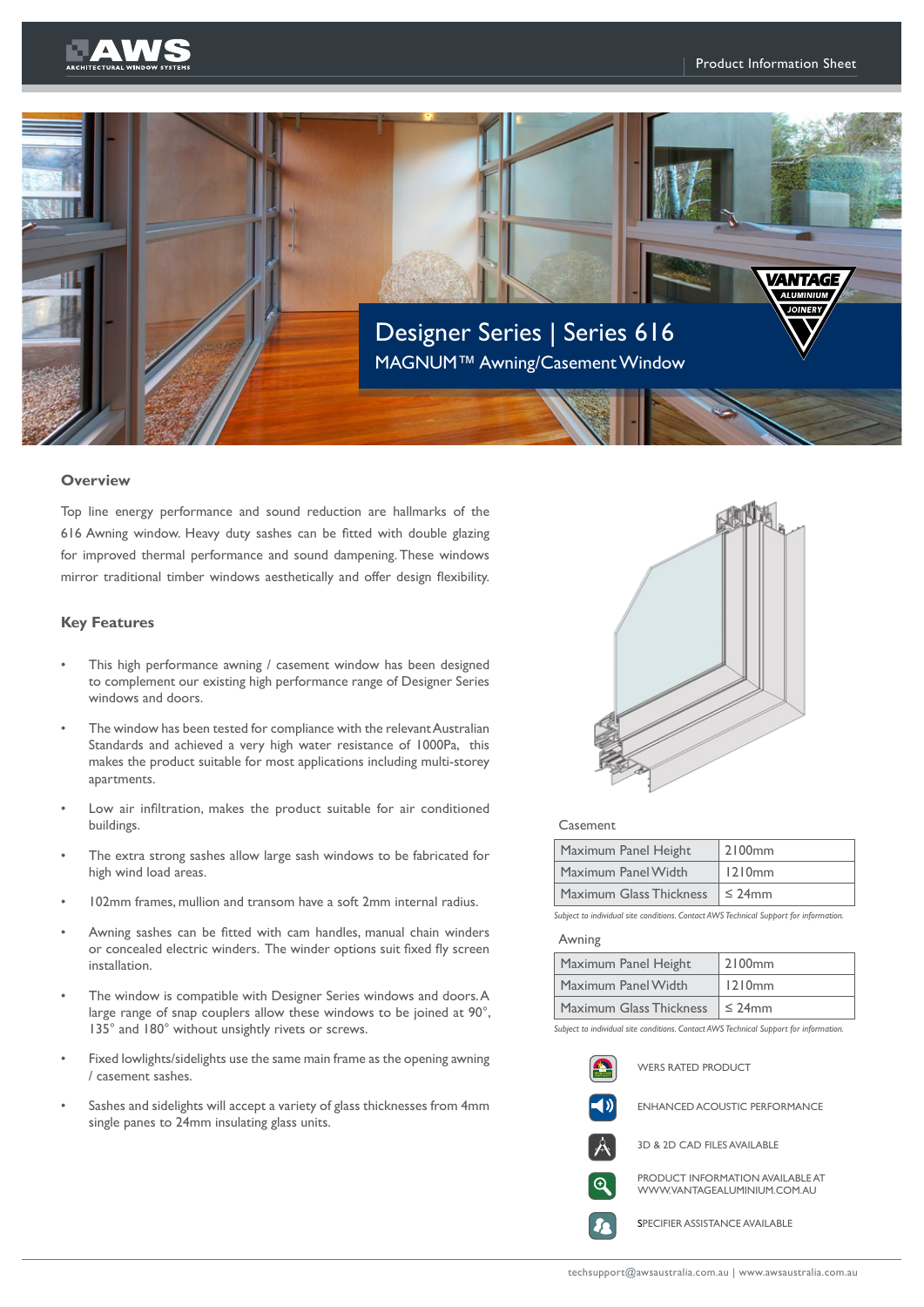# Designer Series | Series 616

## MAGNUM™ Awning/Casement Window

### Overview

Top line energy performance and sound reduction are hallmarks of the 616 Awning window. Heavy duty sashes can be fitted with double glazing for improved thermal performance and sound dampening. These windows mirror traditional timber windows aesthetically and offer design flexibility.

### Key Features

- This high performance awning / casement window has been designed to complement our existing high performance range of Designer Series windows and doors.
- The window has been tested for compliance with the relevant Australian Standards and achieved a very high water resistance of 1000Pa, this makes the product suitable for most applications including multi-storey apartments.
- Low air infiltration, makes the product suitable for air conditioned buildings.
- The extra strong sashes allow large sash windows to be fabricated for high wind load areas.
- 102mm frames, mullion and transom have a soft 2mm internal radius.
- Awning sashes can be fitted with cam handles, manual chain winders or concealed electric winders. The winder options suit fixed fly screen installation.
- The window is compatible with Designer Series windows and doors. A large range of snap couplers allow these windows to be joined at 90°, 135° and 180° without unsightly rivets or screws.
- Fixed lowlights/sidelights use the same main frame as the opening awning / casement sashes.
- Sashes and sidelights will accept a variety of glass thicknesses from 4mm single panes to 24mm insulating glass units.

Casement

| | |
|---|---|
| Maximum Panel Height | 2100mm |
| Maximum Panel Width | 1210mm |
| Maximum Glass Thickness | ≤ 24mm |

*Subject to individual site conditions. Contact AWS Technical Support for information.*

Awning

| | |
|---|---|
| Maximum Panel Height | 2100mm |
| Maximum Panel Width | 1210mm |
| Maximum Glass Thickness | ≤ 24mm |

*Subject to individual site conditions. Contact AWS Technical Support for information.*

- WERS RATED PRODUCT
- ENHANCED ACOUSTIC PERFORMANCE
- 3D & 2D CAD FILES AVAILABLE
- PRODUCT INFORMATION AVAILABLE AT WWW.VANTAGEALUMINIUM.COM.AU
- SPECIFIER ASSISTANCE AVAILABLE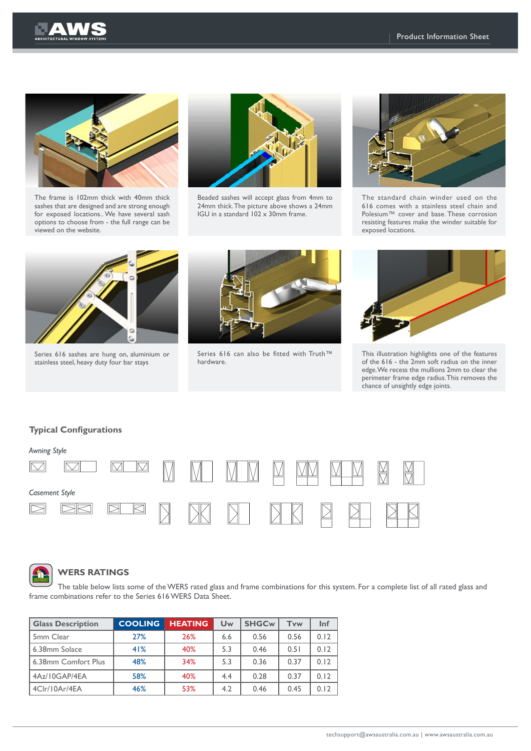The frame is 102mm thick with 40mm thick sashes that are designed and are strong enough for exposed locations.. We have several sash options to choose from - the full range can be viewed on the website.

Beaded sashes will accept glass from 4mm to 24mm thick. The picture above shows a 24mm IGU in a standard 102 x 30mm frame.

The standard chain winder used on the 616 comes with a stainless steel chain and Polesium™ cover and base. These corrosion resisting features make the winder suitable for exposed locations.

Series 616 sashes are hung on, aluminium or stainless steel, heavy duty four bar stays

Series 616 can also be fitted with Truth™ hardware.

This illustration highlights one of the features of the 616 - the 2mm soft radius on the inner edge. We recess the mullions 2mm to clear the perimeter frame edge radius. This removes the chance of unsightly edge joints.

## Typical Configurations

*Awning Style*

*Casement Style*

## WERS RATINGS

The table below lists some of the WERS rated glass and frame combinations for this system. For a complete list of all rated glass and frame combinations refer to the Series 616 WERS Data Sheet.

| Glass Description | COOLING | HEATING | Uw | SHGCw | Tvw | Inf |
|---|---|---|---|---|---|---|
| 5mm Clear | 27% | 26% | 6.6 | 0.56 | 0.56 | 0.12 |
| 6.38mm Solace | 41% | 40% | 5.3 | 0.46 | 0.51 | 0.12 |
| 6.38mm Comfort Plus | 48% | 34% | 5.3 | 0.36 | 0.37 | 0.12 |
| 4Az/10GAP/4EA | 58% | 40% | 4.4 | 0.28 | 0.37 | 0.12 |
| 4Clr/10Ar/4EA | 46% | 53% | 4.2 | 0.46 | 0.45 | 0.12 |

techsupport@awsaustralia.com.au | www.awsaustralia.com.au